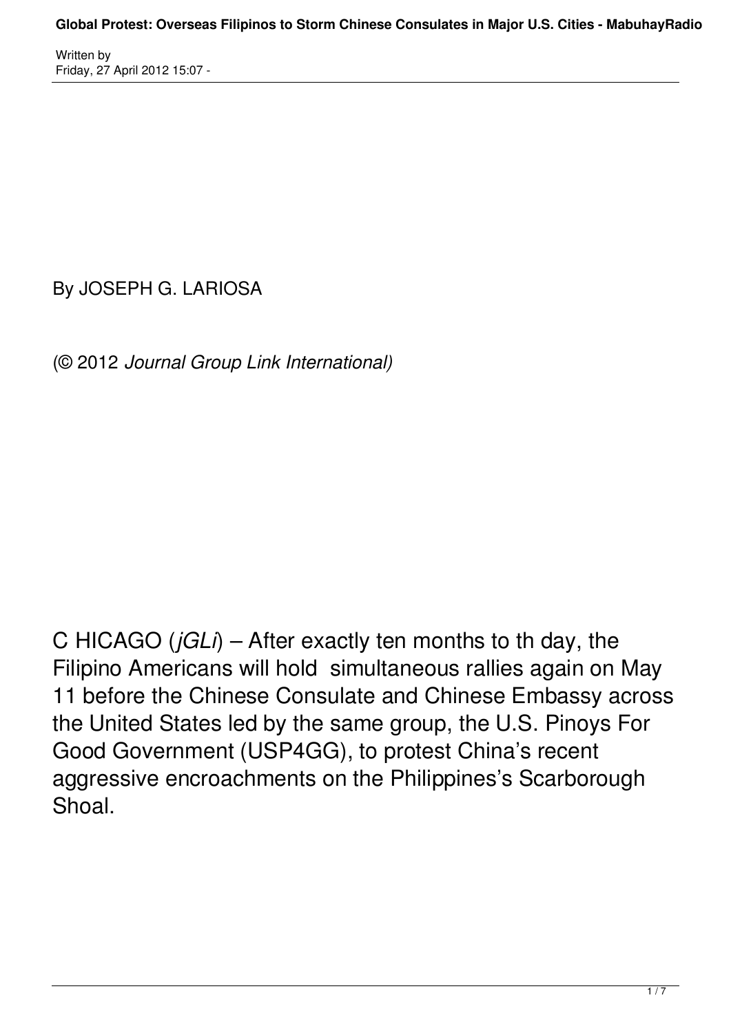By JOSEPH G. LARIOSA

(© 2012 *Journal Group Link International)*

C HICAGO (*jGLi*) – After exactly ten months to th day, the Filipino Americans will hold simultaneous rallies again on May 11 before the Chinese Consulate and Chinese Embassy across the United States led by the same group, the U.S. Pinoys For Good Government (USP4GG), to protest China's recent aggressive encroachments on the Philippines's Scarborough Shoal.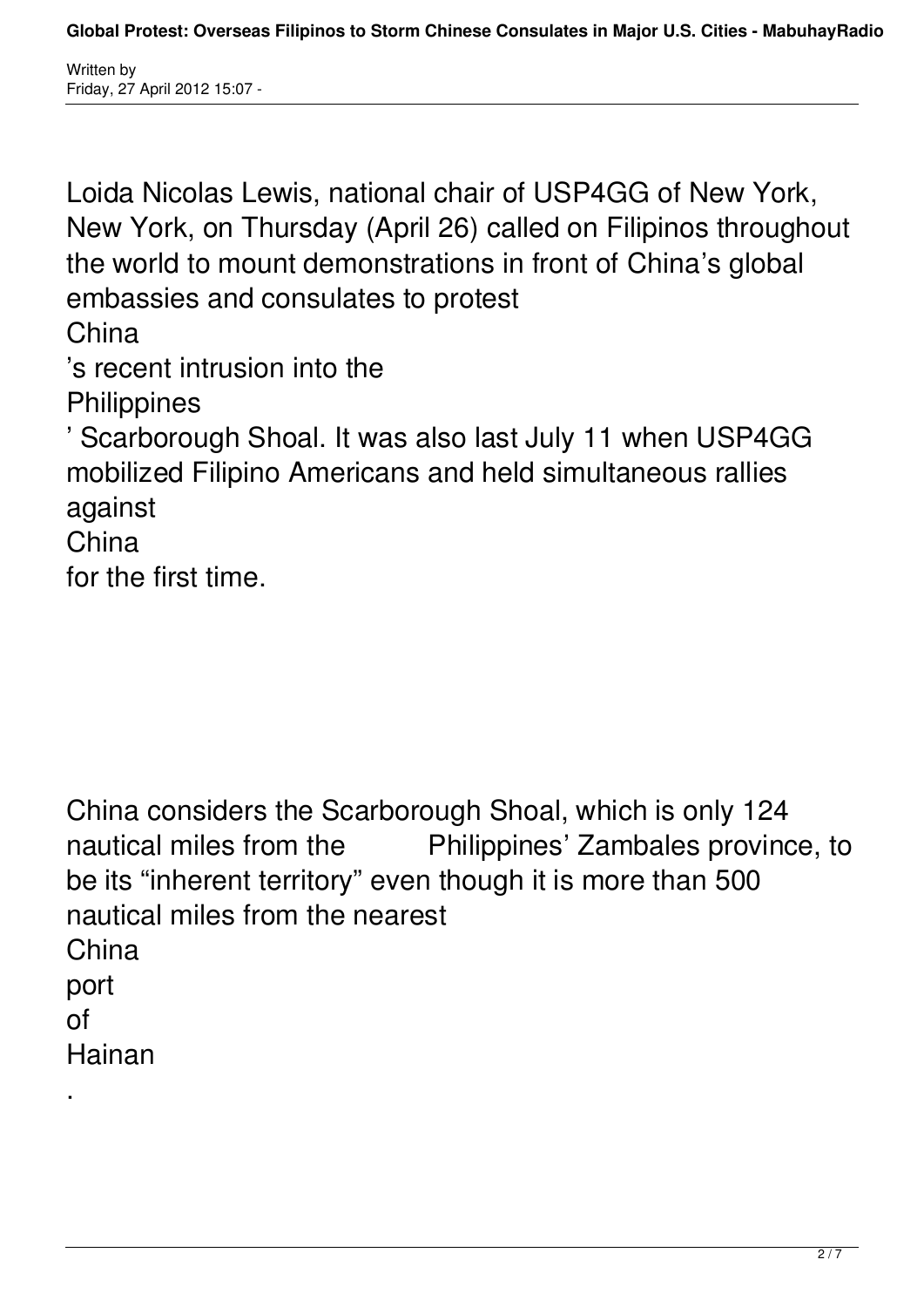Loida Nicolas Lewis, national chair of USP4GG of New York, New York, on Thursday (April 26) called on Filipinos throughout the world to mount demonstrations in front of China's global embassies and consulates to protest China's recent intrusion into the Philippines' Scarborough Shoal. It was also last July 11 when USP4GG mobilized Filipino Americans and held simultaneous rallies against China for the first time.

China considers the Scarborough Shoal, which is only 124 nautical miles from the Philippines' Zambales province, to be its "inherent territory" even though it is more than 500 nautical miles from the nearest China port of Hainan.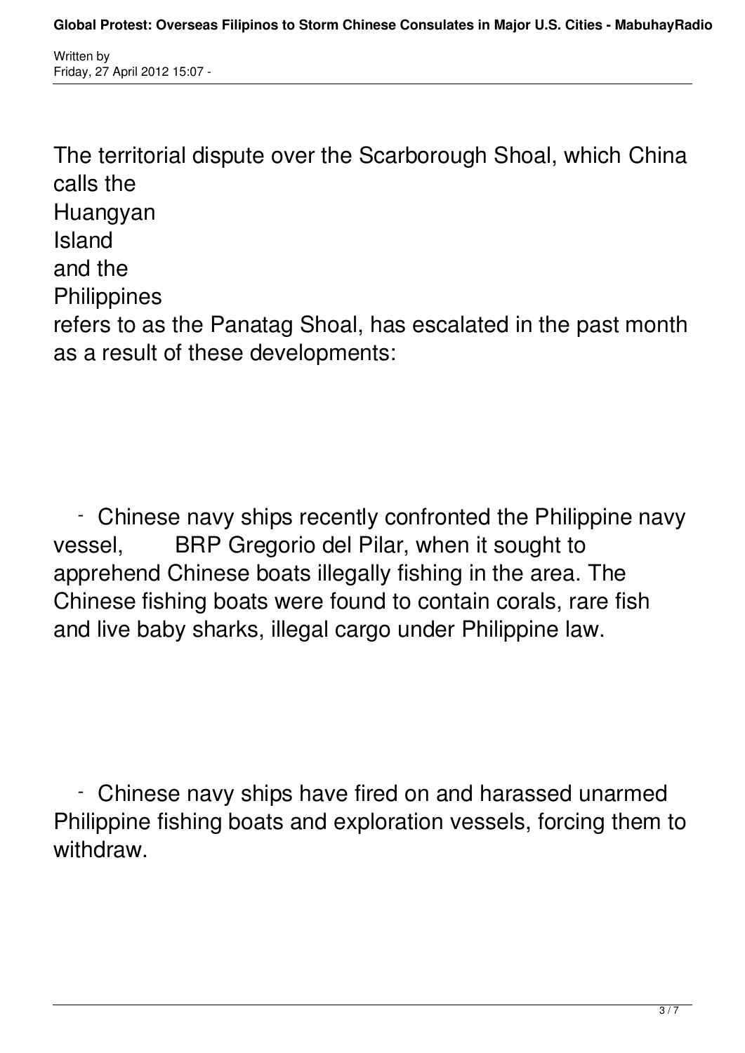The territorial dispute over the Scarborough Shoal, which China calls the Huangyan Island and the Philippines refers to as the Panatag Shoal, has escalated in the past month as a result of these developments:

- Chinese navy ships recently confronted the Philippine navy vessel, BRP Gregorio del Pilar, when it sought to apprehend Chinese boats illegally fishing in the area. The Chinese fishing boats were found to contain corals, rare fish and live baby sharks, illegal cargo under Philippine law.

- Chinese navy ships have fired on and harassed unarmed Philippine fishing boats and exploration vessels, forcing them to withdraw.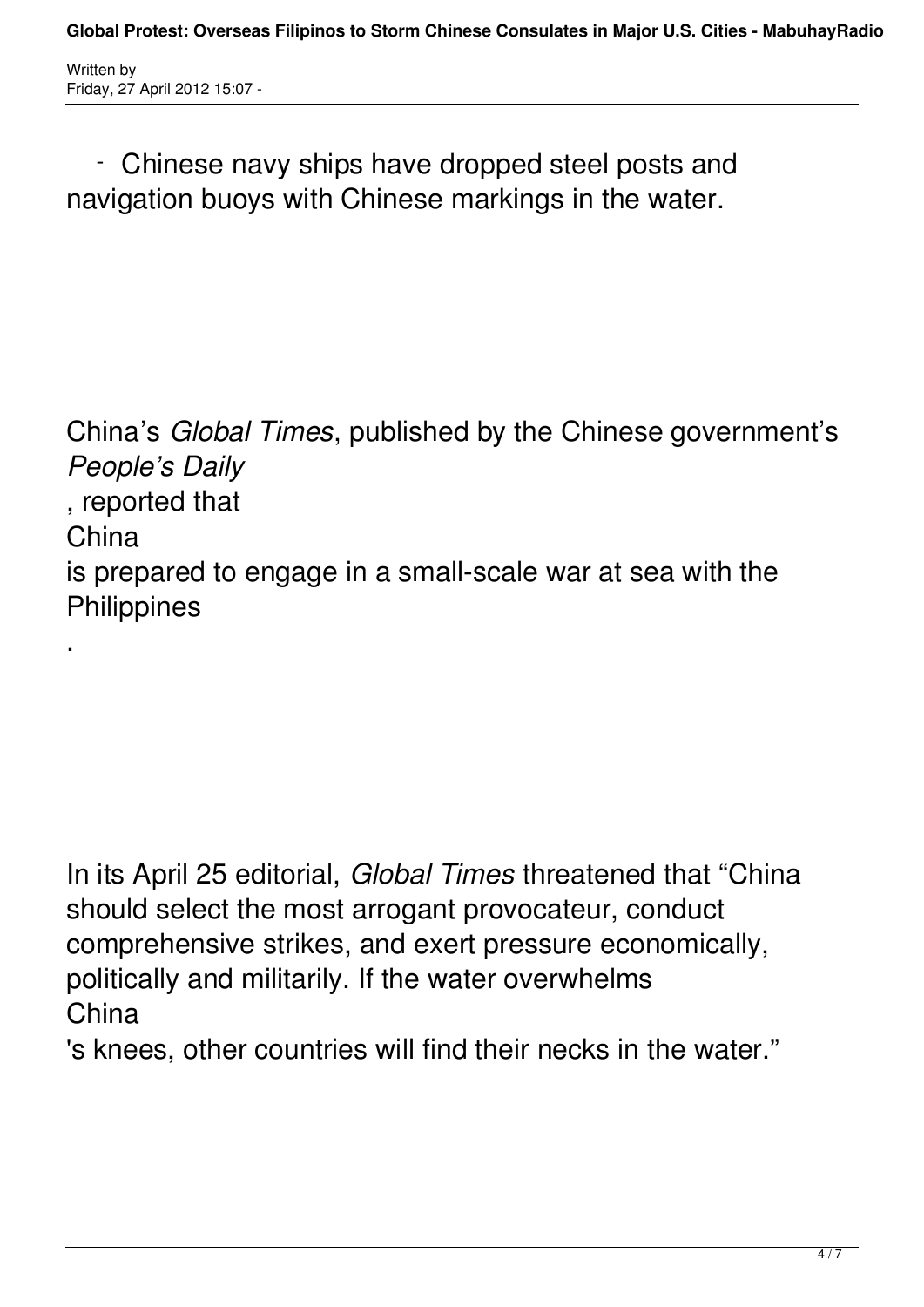- Chinese navy ships have dropped steel posts and navigation buoys with Chinese markings in the water.

China's *Global Times*, published by the Chinese government's *People's Daily*, reported that China is prepared to engage in a small-scale war at sea with the Philippines.

In its April 25 editorial, *Global Times* threatened that "China should select the most arrogant provocateur, conduct comprehensive strikes, and exert pressure economically, politically and militarily. If the water overwhelms China's knees, other countries will find their necks in the water."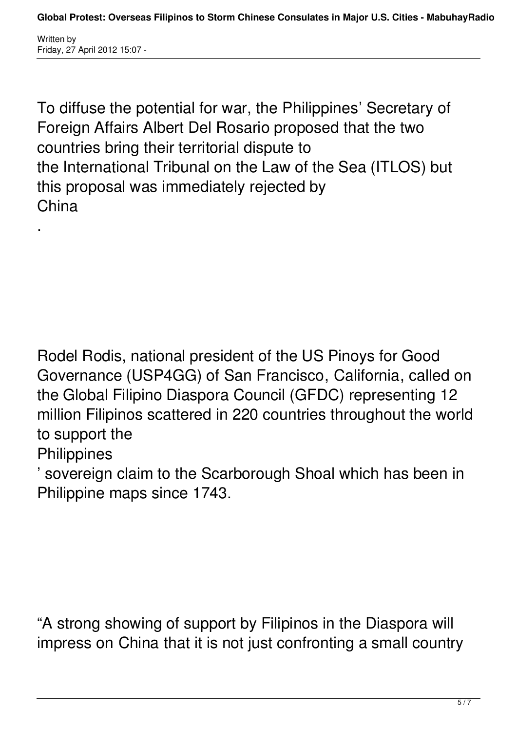To diffuse the potential for war, the Philippines' Secretary of Foreign Affairs Albert Del Rosario proposed that the two countries bring their territorial dispute to the International Tribunal on the Law of the Sea (ITLOS) but this proposal was immediately rejected by China.

Rodel Rodis, national president of the US Pinoys for Good Governance (USP4GG) of San Francisco, California, called on the Global Filipino Diaspora Council (GFDC) representing 12 million Filipinos scattered in 220 countries throughout the world to support the Philippines' sovereign claim to the Scarborough Shoal which has been in Philippine maps since 1743.

"A strong showing of support by Filipinos in the Diaspora will impress on China that it is not just confronting a small country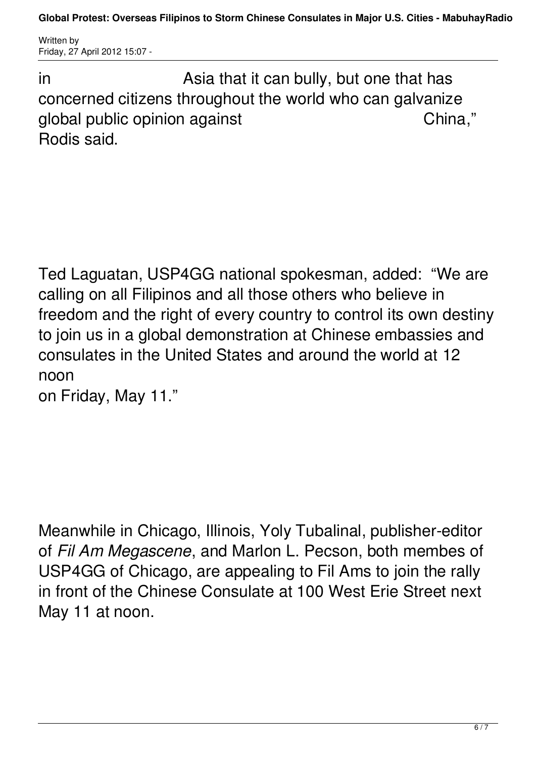in Asia that it can bully, but one that has concerned citizens throughout the world who can galvanize global public opinion against China," Rodis said.

Ted Laguatan, USP4GG national spokesman, added: "We are calling on all Filipinos and all those others who believe in freedom and the right of every country to control its own destiny to join us in a global demonstration at Chinese embassies and consulates in the United States and around the world at 12 noon on Friday, May 11."

Meanwhile in Chicago, Illinois, Yoly Tubalinal, publisher-editor of *Fil Am Megascene*, and Marlon L. Pecson, both membes of USP4GG of Chicago, are appealing to Fil Ams to join the rally in front of the Chinese Consulate at 100 West Erie Street next May 11 at noon.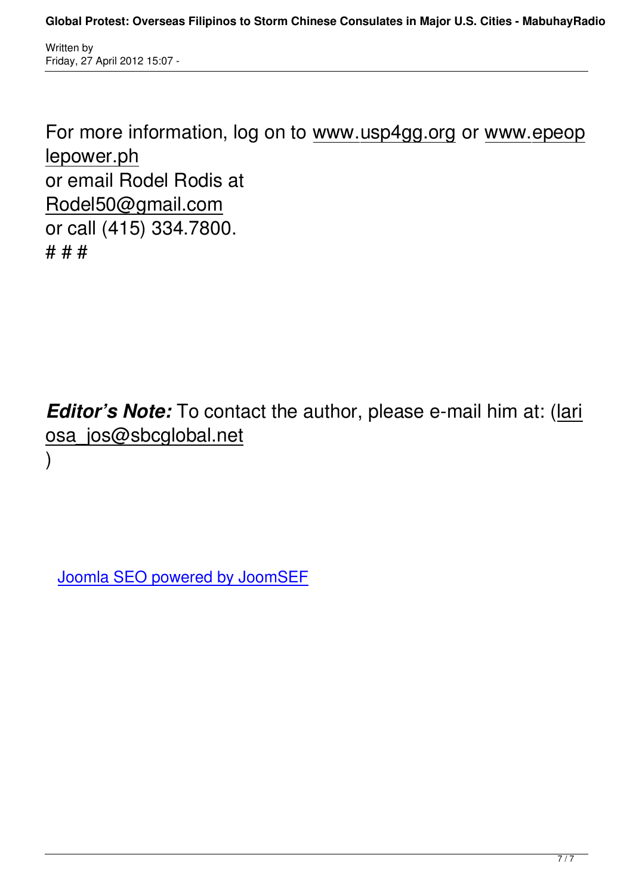For more information, log on to www.usp4gg.org or www.epeoplepower.ph
or email Rodel Rodis at
Rodel50@gmail.com
or call (415) 334.7800.
# # #

***Editor's Note:*** To contact the author, please e-mail him at: (lariosa_jos@sbcglobal.net
)

Joomla SEO powered by JoomSEF